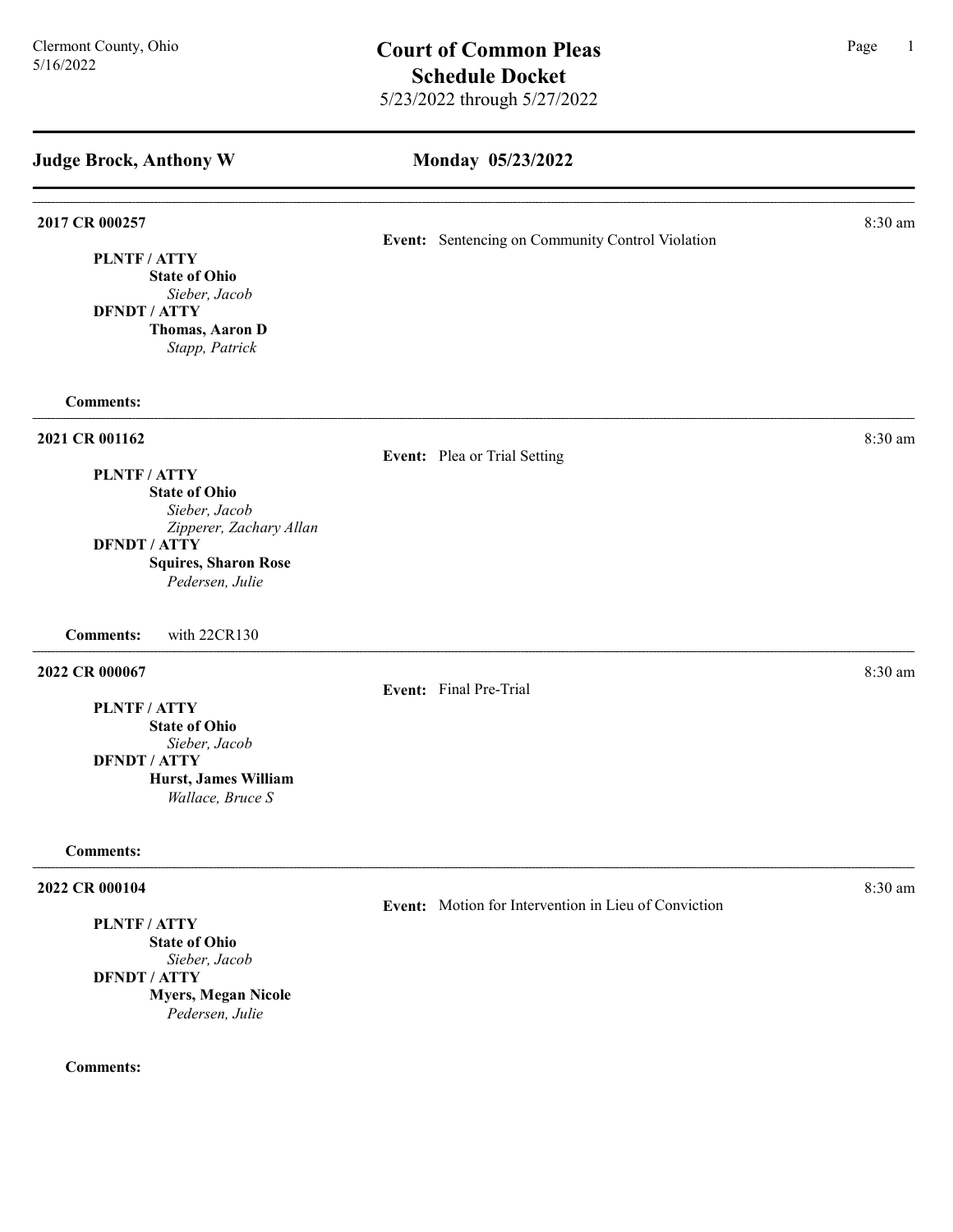Clermont County, Ohio
5/16/2022

# Court of Common Pleas
## Schedule Docket
5/23/2022 through 5/27/2022

---

## Judge Brock, Anthony W — Monday 05/23/2022

---

**2017 CR 000257** — 8:30 am

**Event:** Sentencing on Community Control Violation

**PLNTF / ATTY**
**State of Ohio**
*Sieber, Jacob*
**DFNDT / ATTY**
**Thomas, Aaron D**
*Stapp, Patrick*

**Comments:**

---

**2021 CR 001162** — 8:30 am

**Event:** Plea or Trial Setting

**PLNTF / ATTY**
**State of Ohio**
*Sieber, Jacob*
*Zipperer, Zachary Allan*
**DFNDT / ATTY**
**Squires, Sharon Rose**
*Pedersen, Julie*

**Comments:** with 22CR130

---

**2022 CR 000067** — 8:30 am

**Event:** Final Pre-Trial

**PLNTF / ATTY**
**State of Ohio**
*Sieber, Jacob*
**DFNDT / ATTY**
**Hurst, James William**
*Wallace, Bruce S*

**Comments:**

---

**2022 CR 000104** — 8:30 am

**Event:** Motion for Intervention in Lieu of Conviction

**PLNTF / ATTY**
**State of Ohio**
*Sieber, Jacob*
**DFNDT / ATTY**
**Myers, Megan Nicole**
*Pedersen, Julie*

**Comments:**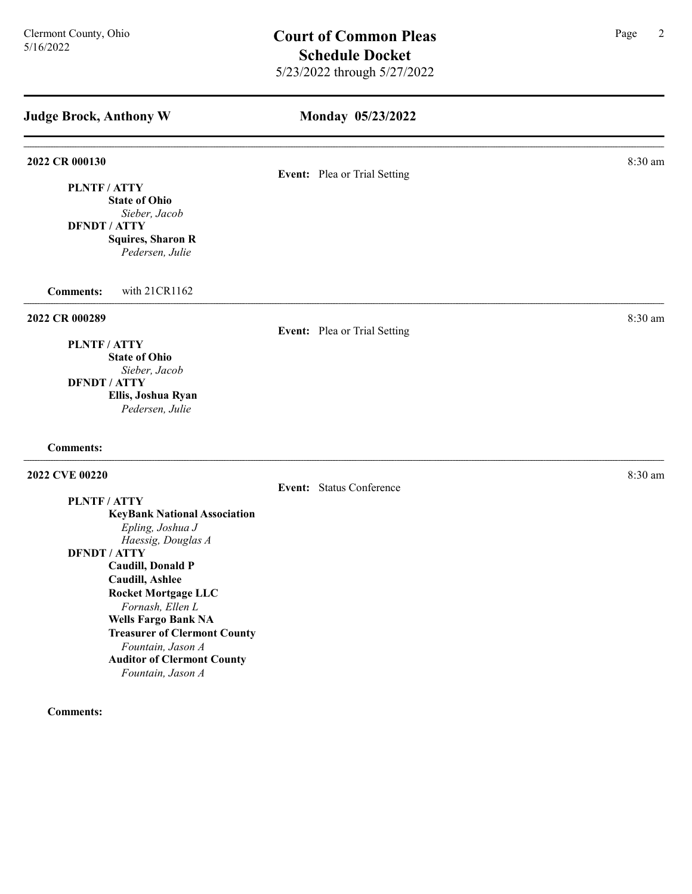## Court of Common Pleas
## Schedule Docket
5/23/2022 through 5/27/2022

Clermont County, Ohio
5/16/2022

### Judge Brock, Anthony W — Monday 05/23/2022

---

**2022 CR 000130** — 8:30 am

**Event:** Plea or Trial Setting

**PLNTF / ATTY**
- **State of Ohio**
  - *Sieber, Jacob*

**DFNDT / ATTY**
- **Squires, Sharon R**
  - *Pedersen, Julie*

**Comments:** with 21CR1162

---

**2022 CR 000289** — 8:30 am

**Event:** Plea or Trial Setting

**PLNTF / ATTY**
- **State of Ohio**
  - *Sieber, Jacob*

**DFNDT / ATTY**
- **Ellis, Joshua Ryan**
  - *Pedersen, Julie*

**Comments:**

---

**2022 CVE 00220** — 8:30 am

**Event:** Status Conference

**PLNTF / ATTY**
- **KeyBank National Association**
  - *Epling, Joshua J*
  - *Haessig, Douglas A*

**DFNDT / ATTY**
- **Caudill, Donald P**
- **Caudill, Ashlee**
- **Rocket Mortgage LLC**
  - *Fornash, Ellen L*
- **Wells Fargo Bank NA**
- **Treasurer of Clermont County**
  - *Fountain, Jason A*
- **Auditor of Clermont County**
  - *Fountain, Jason A*

**Comments:**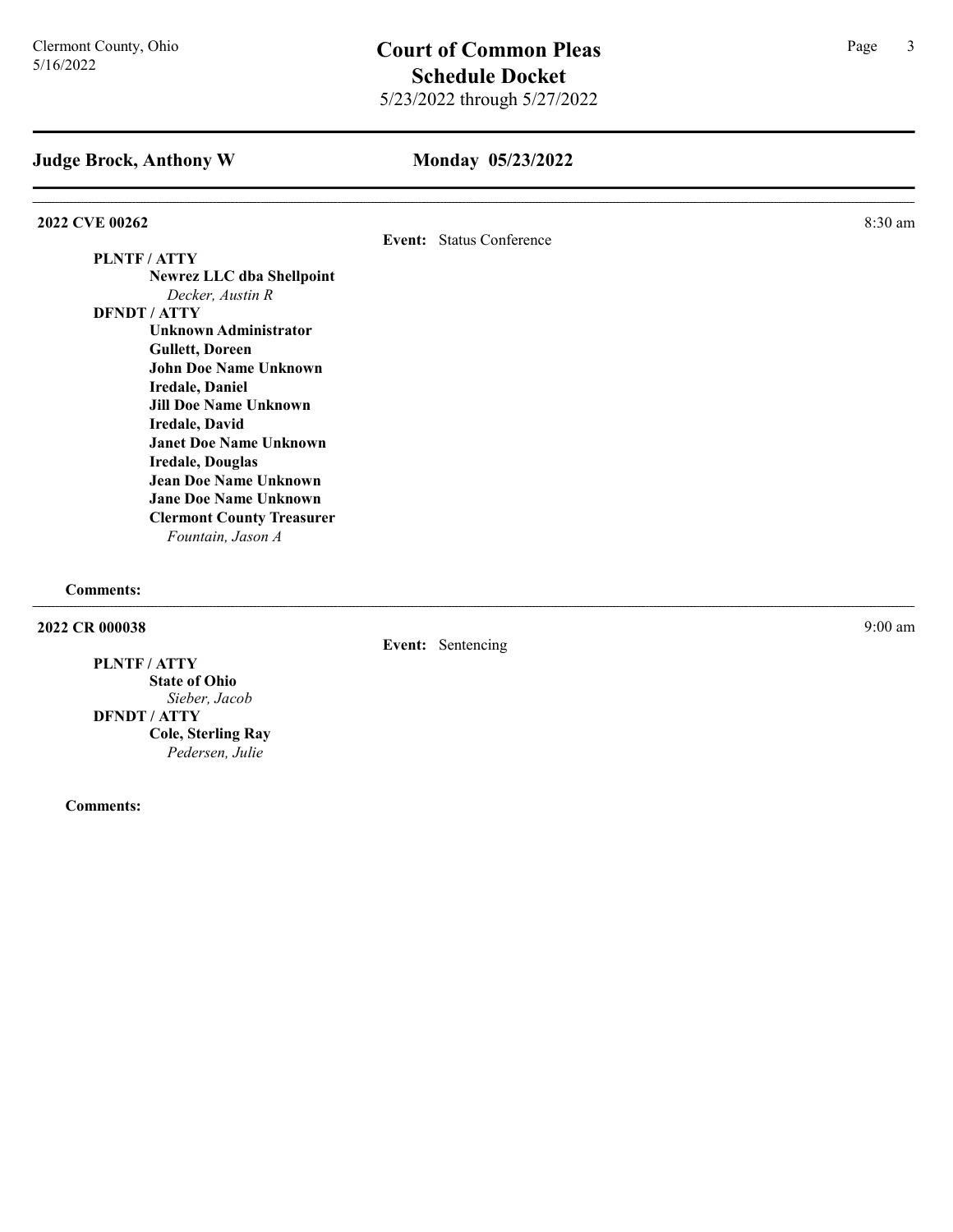## Judge Brock, Anthony W — Monday 05/23/2022

**2022 CVE 00262** — 8:30 am

**Event:** Status Conference

**PLNTF / ATTY**

- **Newrez LLC dba Shellpoint**
  - *Decker, Austin R*

**DFNDT / ATTY**

- **Unknown Administrator**
- **Gullett, Doreen**
- **John Doe Name Unknown**
- **Iredale, Daniel**
- **Jill Doe Name Unknown**
- **Iredale, David**
- **Janet Doe Name Unknown**
- **Iredale, Douglas**
- **Jean Doe Name Unknown**
- **Jane Doe Name Unknown**
- **Clermont County Treasurer**
  - *Fountain, Jason A*

**Comments:**

---

**2022 CR 000038** — 9:00 am

**Event:** Sentencing

**PLNTF / ATTY**

- **State of Ohio**
  - *Sieber, Jacob*

**DFNDT / ATTY**

- **Cole, Sterling Ray**
  - *Pedersen, Julie*

**Comments:**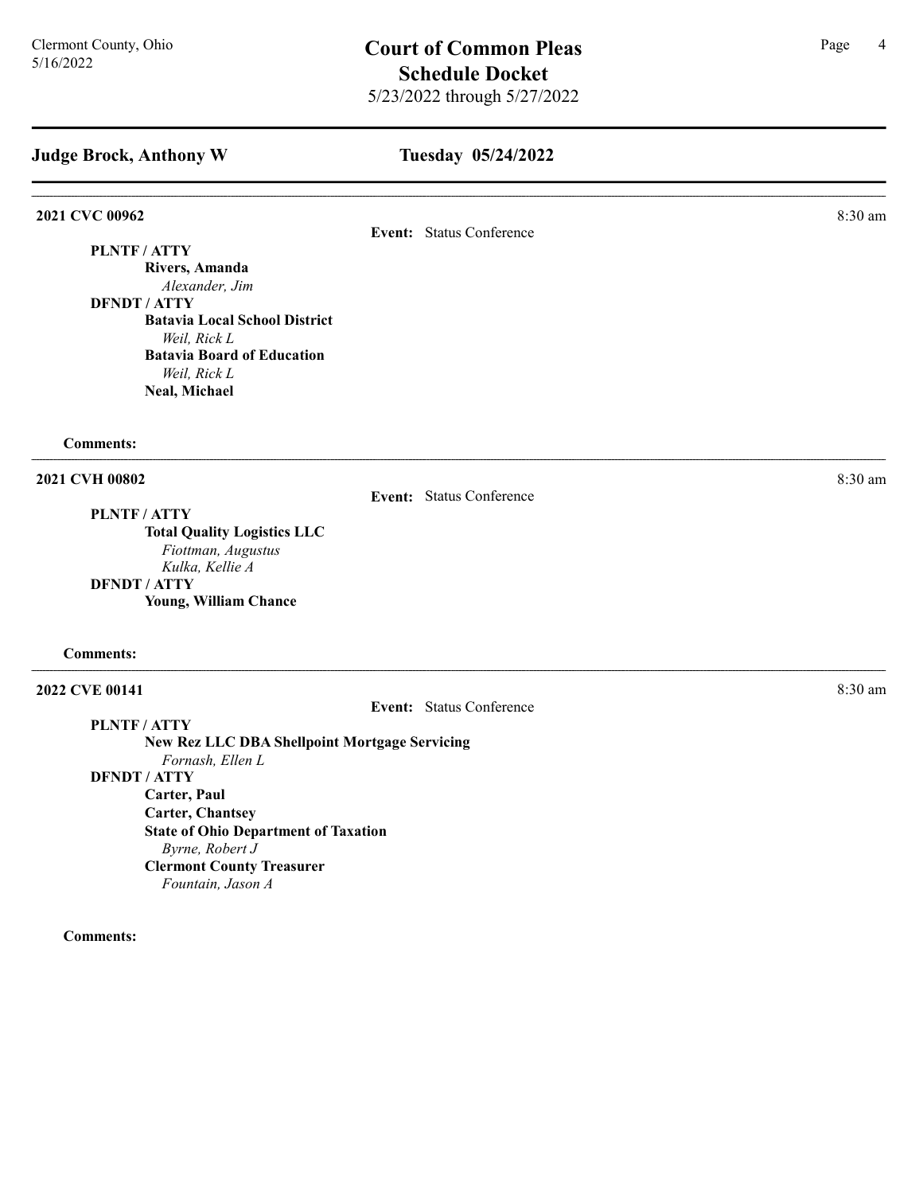## Judge Brock, Anthony W

## Tuesday 05/24/2022

---

**2021 CVC 00962** — 8:30 am

**Event:** Status Conference

**PLNTF / ATTY**

- **Rivers, Amanda**
  - *Alexander, Jim*

**DFNDT / ATTY**

- **Batavia Local School District**
  - *Weil, Rick L*
- **Batavia Board of Education**
  - *Weil, Rick L*
- **Neal, Michael**

**Comments:**

---

**2021 CVH 00802** — 8:30 am

**Event:** Status Conference

**PLNTF / ATTY**

- **Total Quality Logistics LLC**
  - *Fiottman, Augustus*
  - *Kulka, Kellie A*

**DFNDT / ATTY**

- **Young, William Chance**

**Comments:**

---

**2022 CVE 00141** — 8:30 am

**Event:** Status Conference

**PLNTF / ATTY**

- **New Rez LLC DBA Shellpoint Mortgage Servicing**
  - *Fornash, Ellen L*

**DFNDT / ATTY**

- **Carter, Paul**
- **Carter, Chantsey**
- **State of Ohio Department of Taxation**
  - *Byrne, Robert J*
- **Clermont County Treasurer**
  - *Fountain, Jason A*

**Comments:**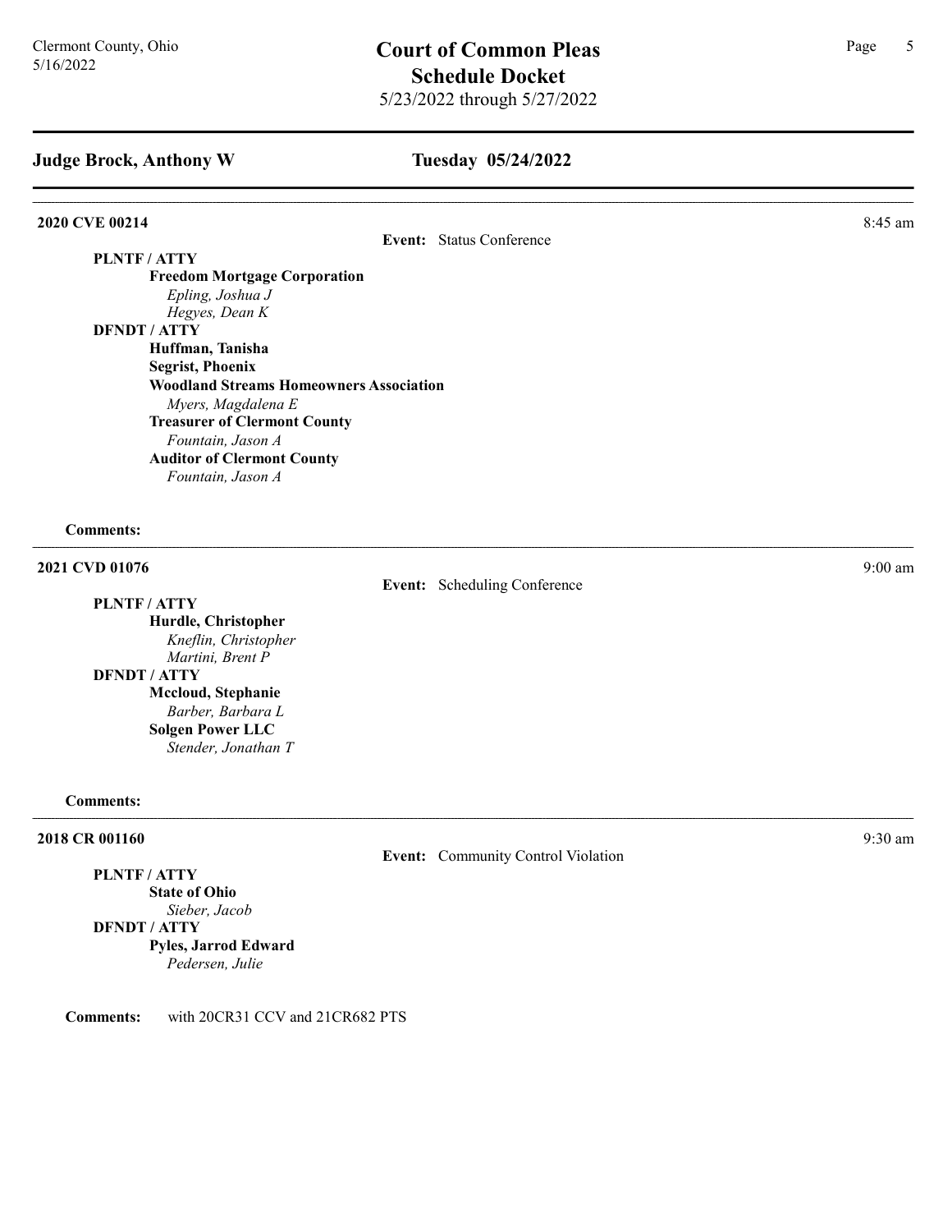## Judge Brock, Anthony W

## Tuesday 05/24/2022

---

**2020 CVE 00214** — 8:45 am

**Event:** Status Conference

**PLNTF / ATTY**

- **Freedom Mortgage Corporation**
  - *Epling, Joshua J*
  - *Hegyes, Dean K*

**DFNDT / ATTY**

- **Huffman, Tanisha**
- **Segrist, Phoenix**
- **Woodland Streams Homeowners Association**
  - *Myers, Magdalena E*
- **Treasurer of Clermont County**
  - *Fountain, Jason A*
- **Auditor of Clermont County**
  - *Fountain, Jason A*

**Comments:**

---

**2021 CVD 01076** — 9:00 am

**Event:** Scheduling Conference

**PLNTF / ATTY**

- **Hurdle, Christopher**
  - *Kneflin, Christopher*
  - *Martini, Brent P*

**DFNDT / ATTY**

- **Mccloud, Stephanie**
  - *Barber, Barbara L*
- **Solgen Power LLC**
  - *Stender, Jonathan T*

**Comments:**

---

**2018 CR 001160** — 9:30 am

**Event:** Community Control Violation

**PLNTF / ATTY**

- **State of Ohio**
  - *Sieber, Jacob*

**DFNDT / ATTY**

- **Pyles, Jarrod Edward**
  - *Pedersen, Julie*

**Comments:** with 20CR31 CCV and 21CR682 PTS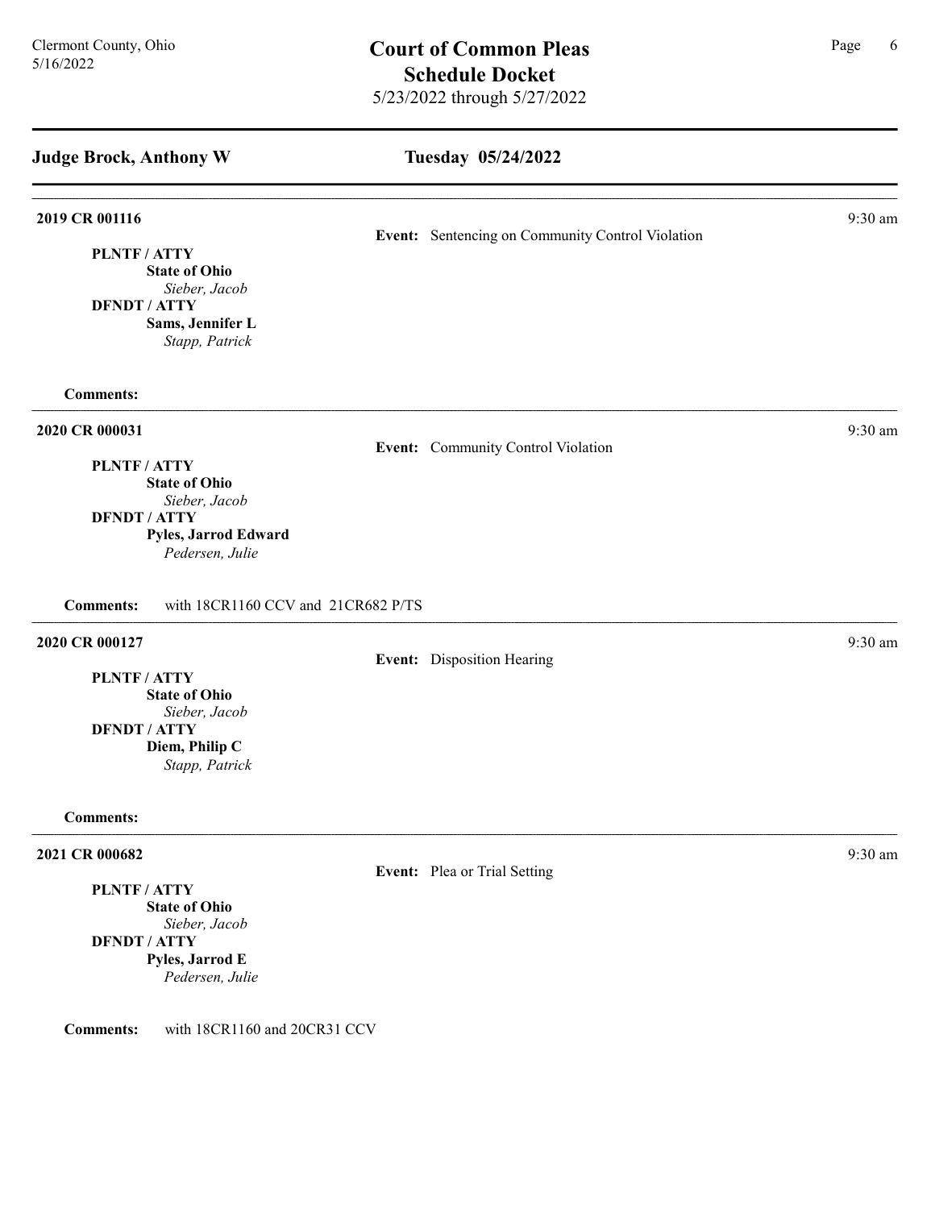## Judge Brock, Anthony W — Tuesday 05/24/2022

---

**2019 CR 001116** — 9:30 am

**Event:** Sentencing on Community Control Violation

**PLNTF / ATTY**
**State of Ohio**
*Sieber, Jacob*
**DFNDT / ATTY**
**Sams, Jennifer L**
*Stapp, Patrick*

**Comments:**

---

**2020 CR 000031** — 9:30 am

**Event:** Community Control Violation

**PLNTF / ATTY**
**State of Ohio**
*Sieber, Jacob*
**DFNDT / ATTY**
**Pyles, Jarrod Edward**
*Pedersen, Julie*

**Comments:** with 18CR1160 CCV and 21CR682 P/TS

---

**2020 CR 000127** — 9:30 am

**Event:** Disposition Hearing

**PLNTF / ATTY**
**State of Ohio**
*Sieber, Jacob*
**DFNDT / ATTY**
**Diem, Philip C**
*Stapp, Patrick*

**Comments:**

---

**2021 CR 000682** — 9:30 am

**Event:** Plea or Trial Setting

**PLNTF / ATTY**
**State of Ohio**
*Sieber, Jacob*
**DFNDT / ATTY**
**Pyles, Jarrod E**
*Pedersen, Julie*

**Comments:** with 18CR1160 and 20CR31 CCV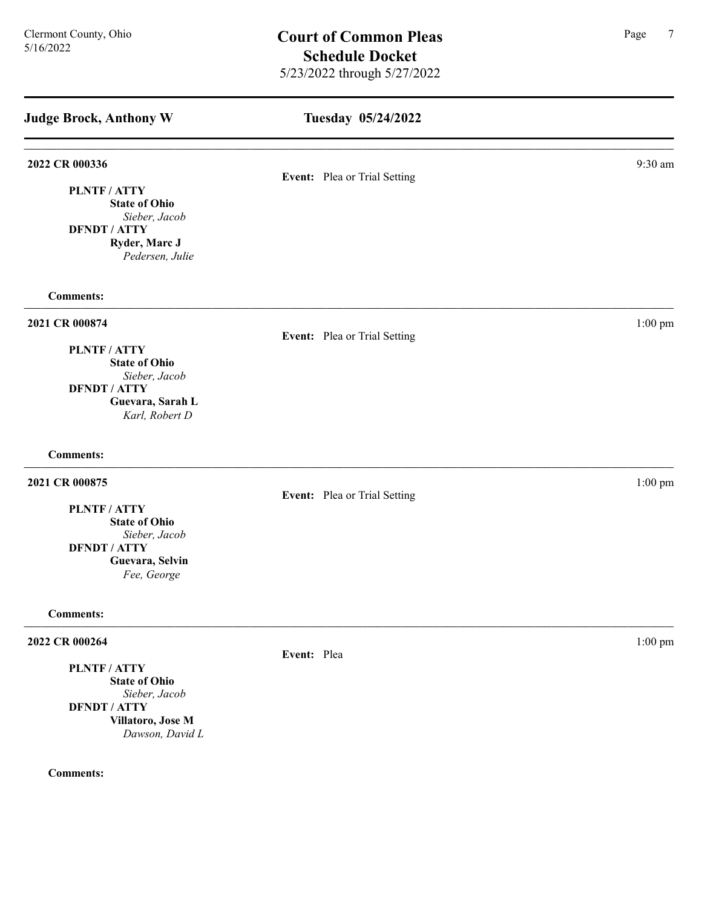# Court of Common Pleas
## Schedule Docket
5/23/2022 through 5/27/2022

## Judge Brock, Anthony W — Tuesday 05/24/2022

---

**2022 CR 000336** — 9:30 am

**Event:** Plea or Trial Setting

**PLNTF / ATTY**
**State of Ohio**
*Sieber, Jacob*
**DFNDT / ATTY**
**Ryder, Marc J**
*Pedersen, Julie*

**Comments:**

---

**2021 CR 000874** — 1:00 pm

**Event:** Plea or Trial Setting

**PLNTF / ATTY**
**State of Ohio**
*Sieber, Jacob*
**DFNDT / ATTY**
**Guevara, Sarah L**
*Karl, Robert D*

**Comments:**

---

**2021 CR 000875** — 1:00 pm

**Event:** Plea or Trial Setting

**PLNTF / ATTY**
**State of Ohio**
*Sieber, Jacob*
**DFNDT / ATTY**
**Guevara, Selvin**
*Fee, George*

**Comments:**

---

**2022 CR 000264** — 1:00 pm

**Event:** Plea

**PLNTF / ATTY**
**State of Ohio**
*Sieber, Jacob*
**DFNDT / ATTY**
**Villatoro, Jose M**
*Dawson, David L*

**Comments:**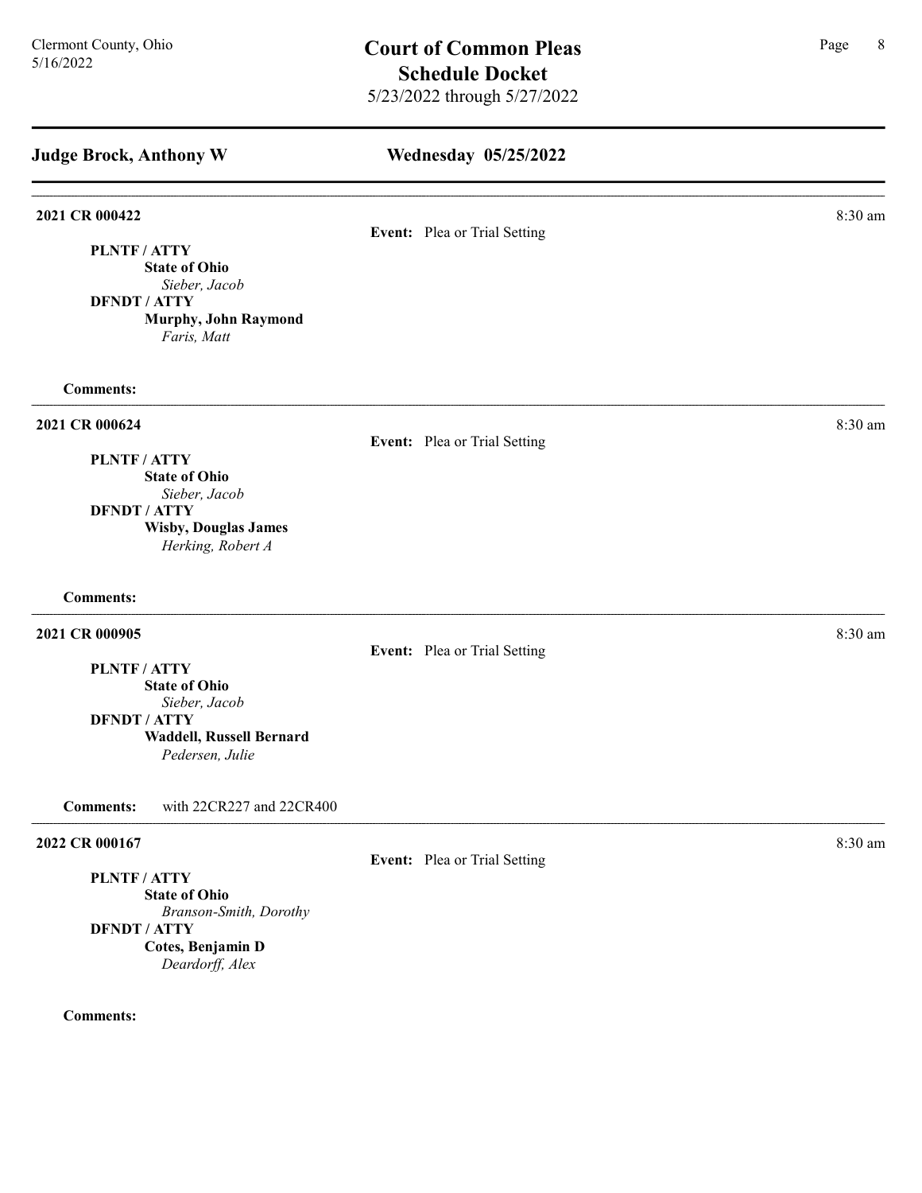## Judge Brock, Anthony W

## Wednesday 05/25/2022

**2021 CR 000422** — 8:30 am

**Event:** Plea or Trial Setting

**PLNTF / ATTY**
**State of Ohio**
*Sieber, Jacob*
**DFNDT / ATTY**
**Murphy, John Raymond**
*Faris, Matt*

**Comments:**

---

**2021 CR 000624** — 8:30 am

**Event:** Plea or Trial Setting

**PLNTF / ATTY**
**State of Ohio**
*Sieber, Jacob*
**DFNDT / ATTY**
**Wisby, Douglas James**
*Herking, Robert A*

**Comments:**

---

**2021 CR 000905** — 8:30 am

**Event:** Plea or Trial Setting

**PLNTF / ATTY**
**State of Ohio**
*Sieber, Jacob*
**DFNDT / ATTY**
**Waddell, Russell Bernard**
*Pedersen, Julie*

**Comments:** with 22CR227 and 22CR400

---

**2022 CR 000167** — 8:30 am

**Event:** Plea or Trial Setting

**PLNTF / ATTY**
**State of Ohio**
*Branson-Smith, Dorothy*
**DFNDT / ATTY**
**Cotes, Benjamin D**
*Deardorff, Alex*

**Comments:**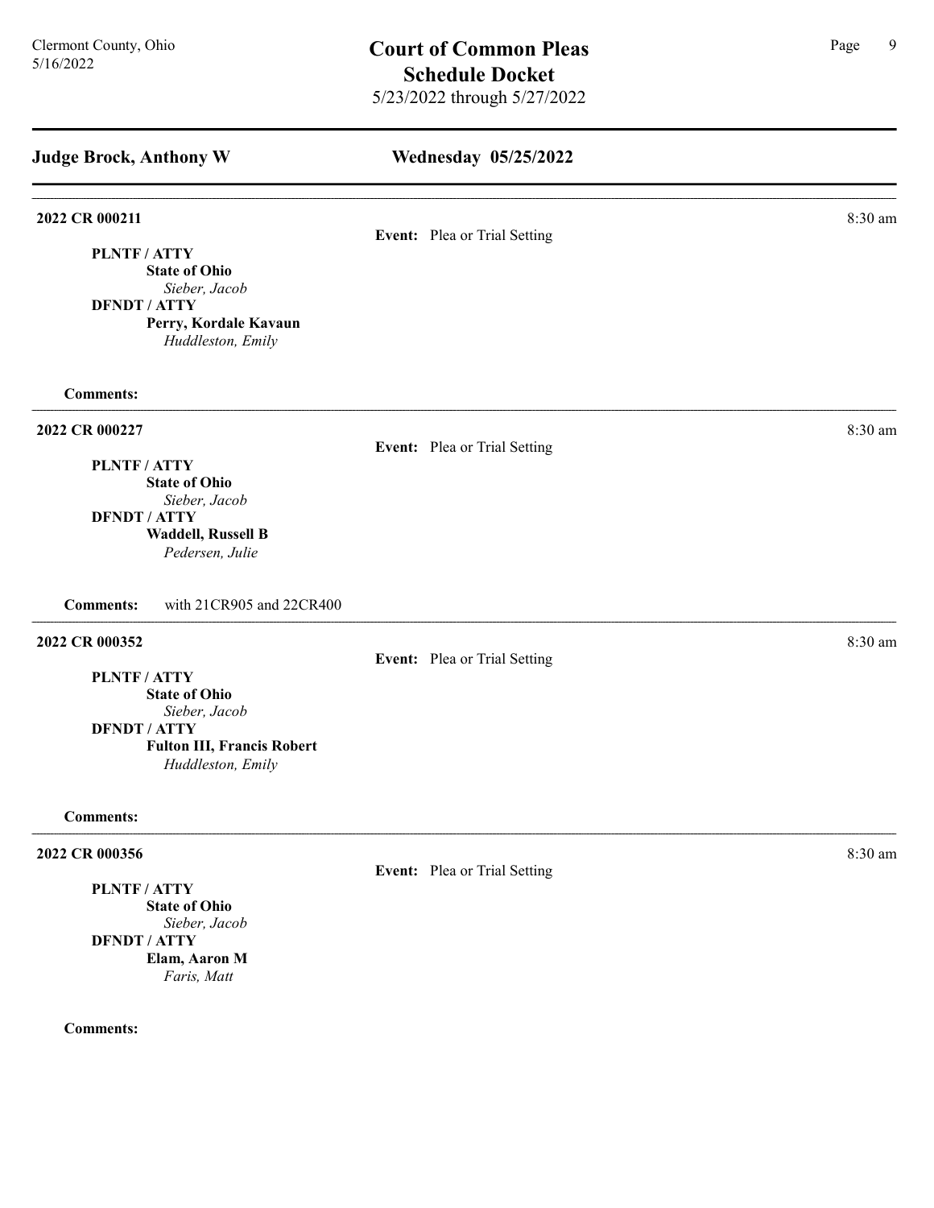## Judge Brock, Anthony W

## Wednesday 05/25/2022

---

**2022 CR 000211** — 8:30 am

**Event:** Plea or Trial Setting

**PLNTF / ATTY**
**State of Ohio**
*Sieber, Jacob*

**DFNDT / ATTY**
**Perry, Kordale Kavaun**
*Huddleston, Emily*

**Comments:**

---

**2022 CR 000227** — 8:30 am

**Event:** Plea or Trial Setting

**PLNTF / ATTY**
**State of Ohio**
*Sieber, Jacob*

**DFNDT / ATTY**
**Waddell, Russell B**
*Pedersen, Julie*

**Comments:** with 21CR905 and 22CR400

---

**2022 CR 000352** — 8:30 am

**Event:** Plea or Trial Setting

**PLNTF / ATTY**
**State of Ohio**
*Sieber, Jacob*

**DFNDT / ATTY**
**Fulton III, Francis Robert**
*Huddleston, Emily*

**Comments:**

---

**2022 CR 000356** — 8:30 am

**Event:** Plea or Trial Setting

**PLNTF / ATTY**
**State of Ohio**
*Sieber, Jacob*

**DFNDT / ATTY**
**Elam, Aaron M**
*Faris, Matt*

**Comments:**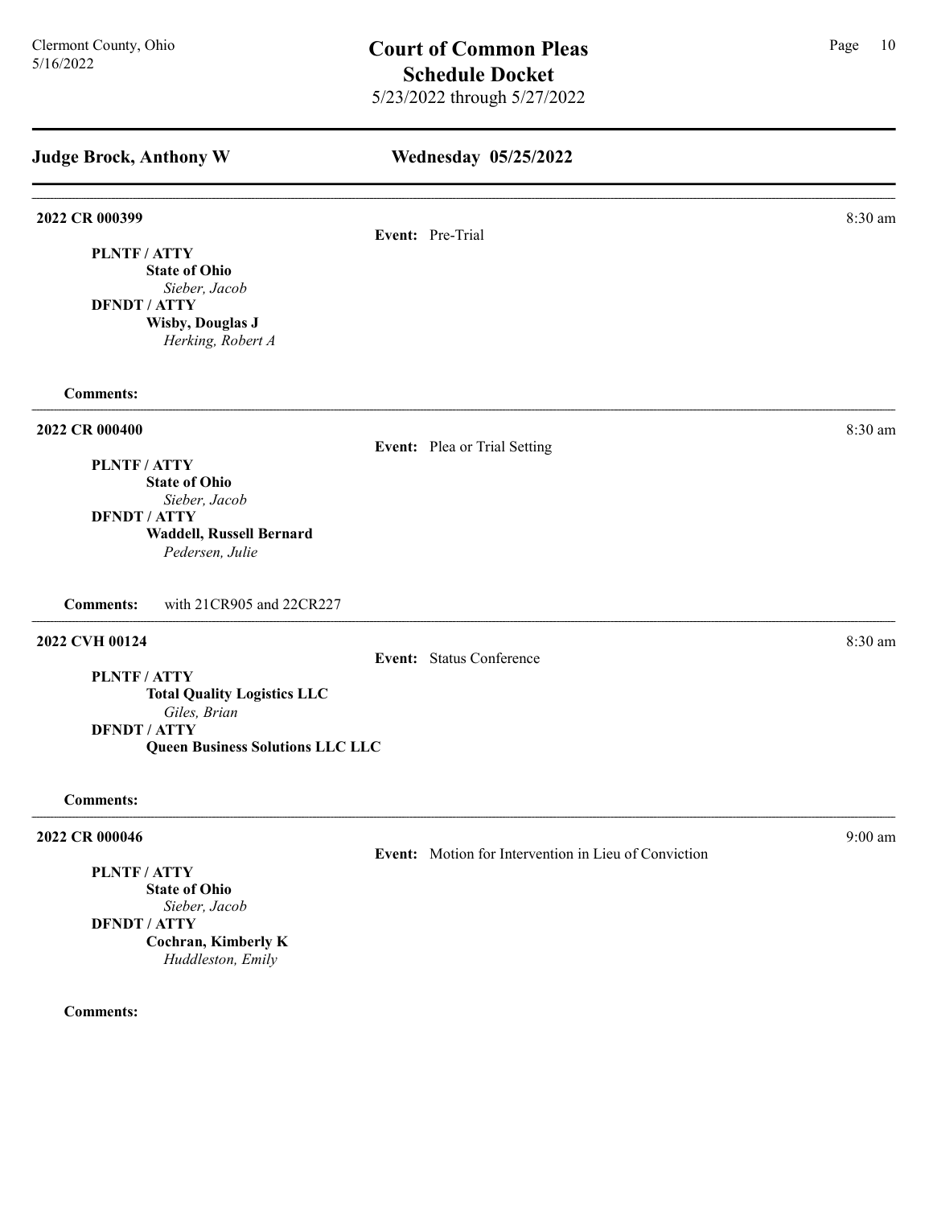## Judge Brock, Anthony W

### Wednesday 05/25/2022

---

**2022 CR 000399** — 8:30 am

**Event:** Pre-Trial

**PLNTF / ATTY**
**State of Ohio**
*Sieber, Jacob*

**DFNDT / ATTY**
**Wisby, Douglas J**
*Herking, Robert A*

**Comments:**

---

**2022 CR 000400** — 8:30 am

**Event:** Plea or Trial Setting

**PLNTF / ATTY**
**State of Ohio**
*Sieber, Jacob*

**DFNDT / ATTY**
**Waddell, Russell Bernard**
*Pedersen, Julie*

**Comments:** with 21CR905 and 22CR227

---

**2022 CVH 00124** — 8:30 am

**Event:** Status Conference

**PLNTF / ATTY**
**Total Quality Logistics LLC**
*Giles, Brian*

**DFNDT / ATTY**
**Queen Business Solutions LLC LLC**

**Comments:**

---

**2022 CR 000046** — 9:00 am

**Event:** Motion for Intervention in Lieu of Conviction

**PLNTF / ATTY**
**State of Ohio**
*Sieber, Jacob*

**DFNDT / ATTY**
**Cochran, Kimberly K**
*Huddleston, Emily*

**Comments:**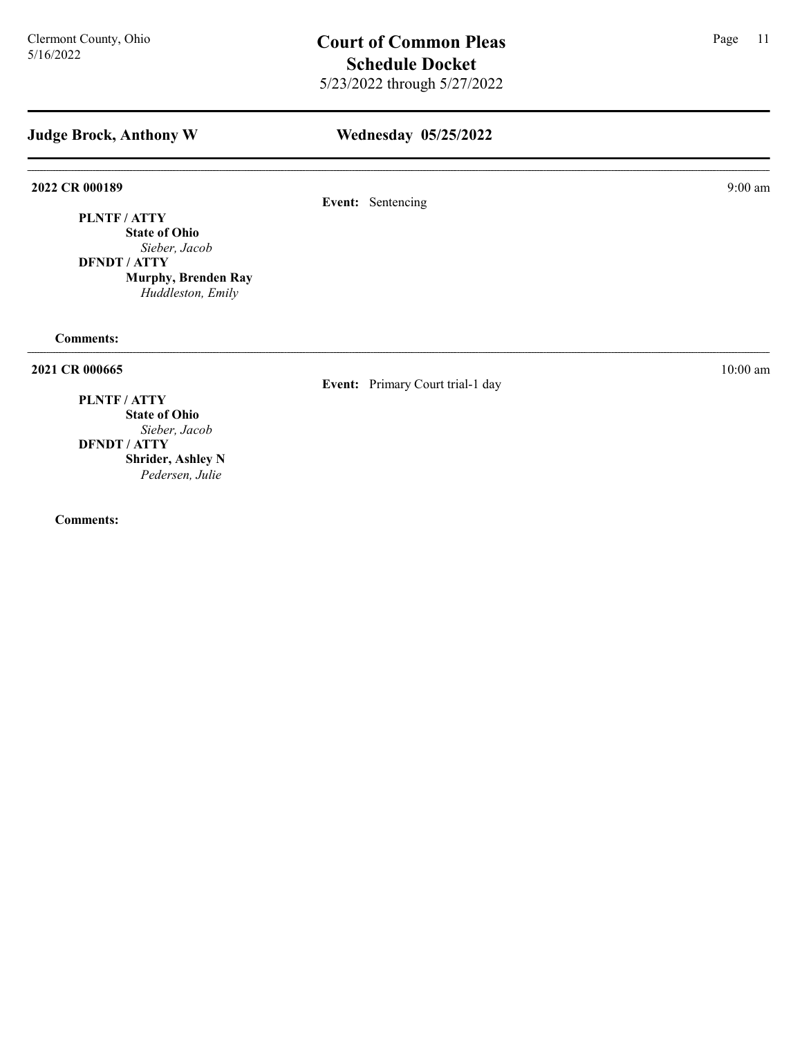## Judge Brock, Anthony W

## Wednesday 05/25/2022

---

**2022 CR 000189** — 9:00 am

**Event:** Sentencing

**PLNTF / ATTY**
- **State of Ohio**
  - *Sieber, Jacob*

**DFNDT / ATTY**
- **Murphy, Brenden Ray**
  - *Huddleston, Emily*

**Comments:**

---

**2021 CR 000665** — 10:00 am

**Event:** Primary Court trial-1 day

**PLNTF / ATTY**
- **State of Ohio**
  - *Sieber, Jacob*

**DFNDT / ATTY**
- **Shrider, Ashley N**
  - *Pedersen, Julie*

**Comments:**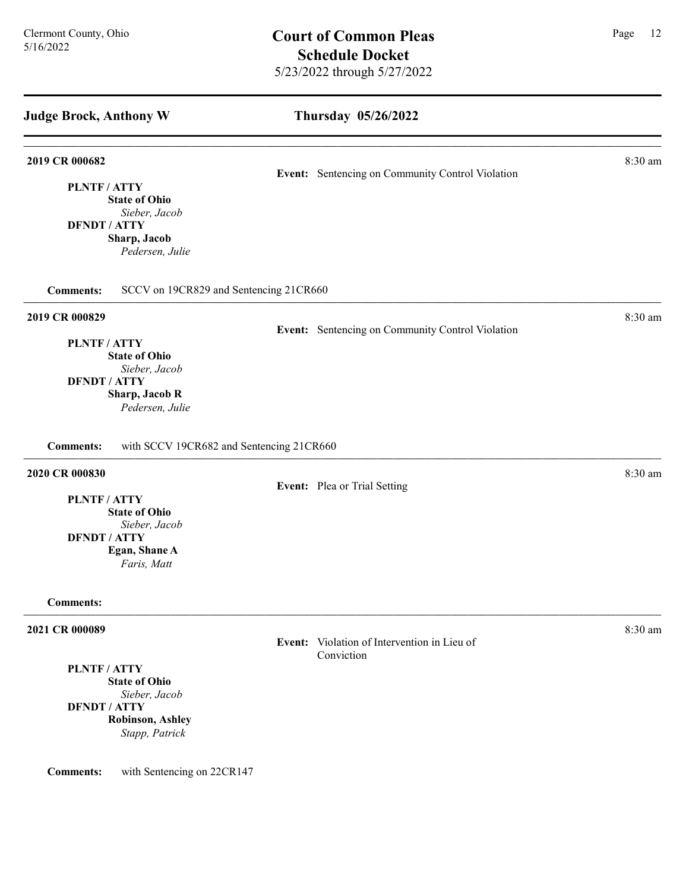## Judge Brock, Anthony W

## Thursday 05/26/2022

**2019 CR 000682** — 8:30 am

**Event:** Sentencing on Community Control Violation

**PLNTF / ATTY**
**State of Ohio**
*Sieber, Jacob*

**DFNDT / ATTY**
**Sharp, Jacob**
*Pedersen, Julie*

**Comments:** SCCV on 19CR829 and Sentencing 21CR660

---

**2019 CR 000829** — 8:30 am

**Event:** Sentencing on Community Control Violation

**PLNTF / ATTY**
**State of Ohio**
*Sieber, Jacob*

**DFNDT / ATTY**
**Sharp, Jacob R**
*Pedersen, Julie*

**Comments:** with SCCV 19CR682 and Sentencing 21CR660

---

**2020 CR 000830** — 8:30 am

**Event:** Plea or Trial Setting

**PLNTF / ATTY**
**State of Ohio**
*Sieber, Jacob*

**DFNDT / ATTY**
**Egan, Shane A**
*Faris, Matt*

**Comments:**

---

**2021 CR 000089** — 8:30 am

**Event:** Violation of Intervention in Lieu of Conviction

**PLNTF / ATTY**
**State of Ohio**
*Sieber, Jacob*

**DFNDT / ATTY**
**Robinson, Ashley**
*Stapp, Patrick*

**Comments:** with Sentencing on 22CR147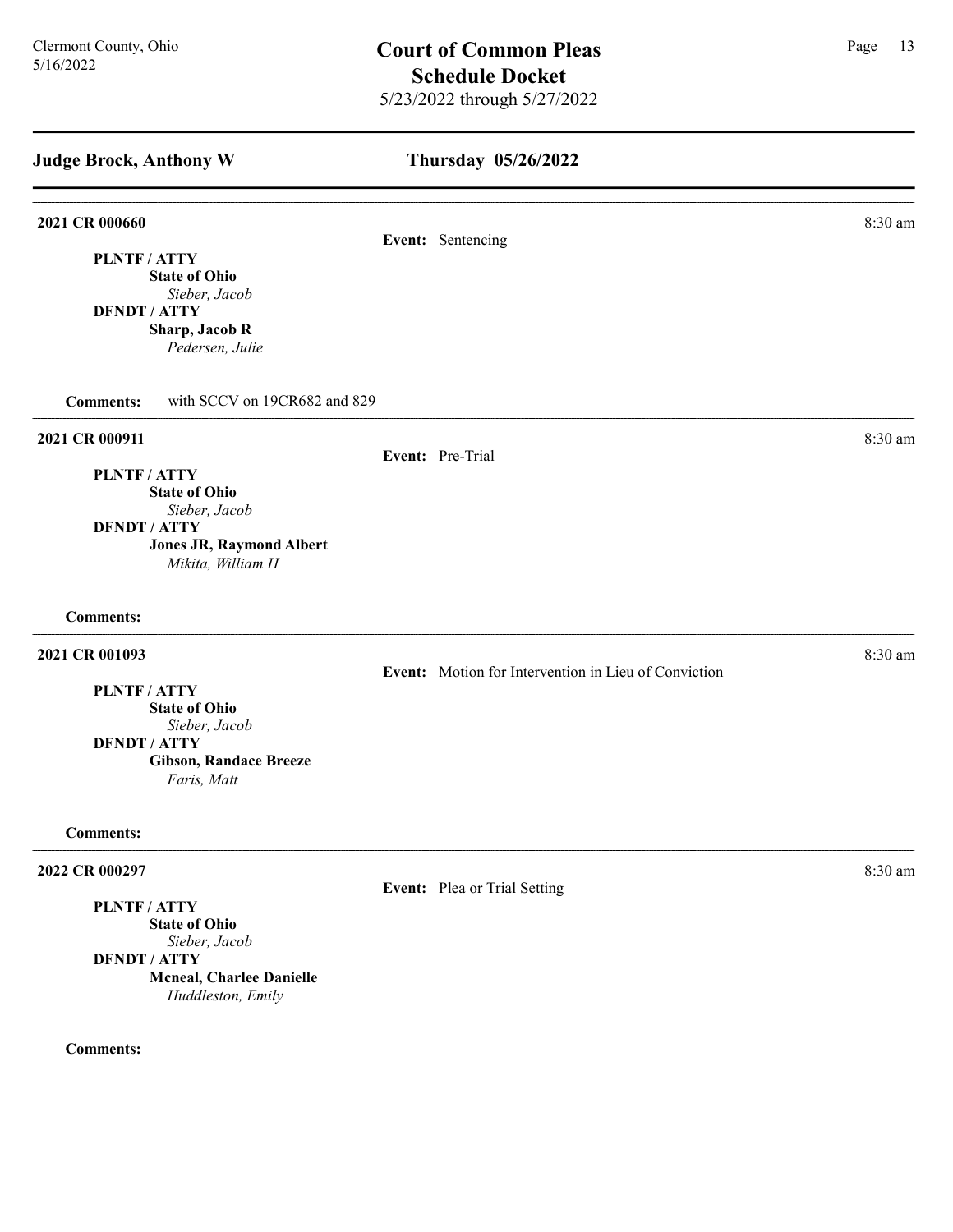## Judge Brock, Anthony W — Thursday 05/26/2022

**2021 CR 000660** — 8:30 am

**Event:** Sentencing

**PLNTF / ATTY**
**State of Ohio**
*Sieber, Jacob*
**DFNDT / ATTY**
**Sharp, Jacob R**
*Pedersen, Julie*

**Comments:** with SCCV on 19CR682 and 829

---

**2021 CR 000911** — 8:30 am

**Event:** Pre-Trial

**PLNTF / ATTY**
**State of Ohio**
*Sieber, Jacob*
**DFNDT / ATTY**
**Jones JR, Raymond Albert**
*Mikita, William H*

**Comments:**

---

**2021 CR 001093** — 8:30 am

**Event:** Motion for Intervention in Lieu of Conviction

**PLNTF / ATTY**
**State of Ohio**
*Sieber, Jacob*
**DFNDT / ATTY**
**Gibson, Randace Breeze**
*Faris, Matt*

**Comments:**

---

**2022 CR 000297** — 8:30 am

**Event:** Plea or Trial Setting

**PLNTF / ATTY**
**State of Ohio**
*Sieber, Jacob*
**DFNDT / ATTY**
**Mcneal, Charlee Danielle**
*Huddleston, Emily*

**Comments:**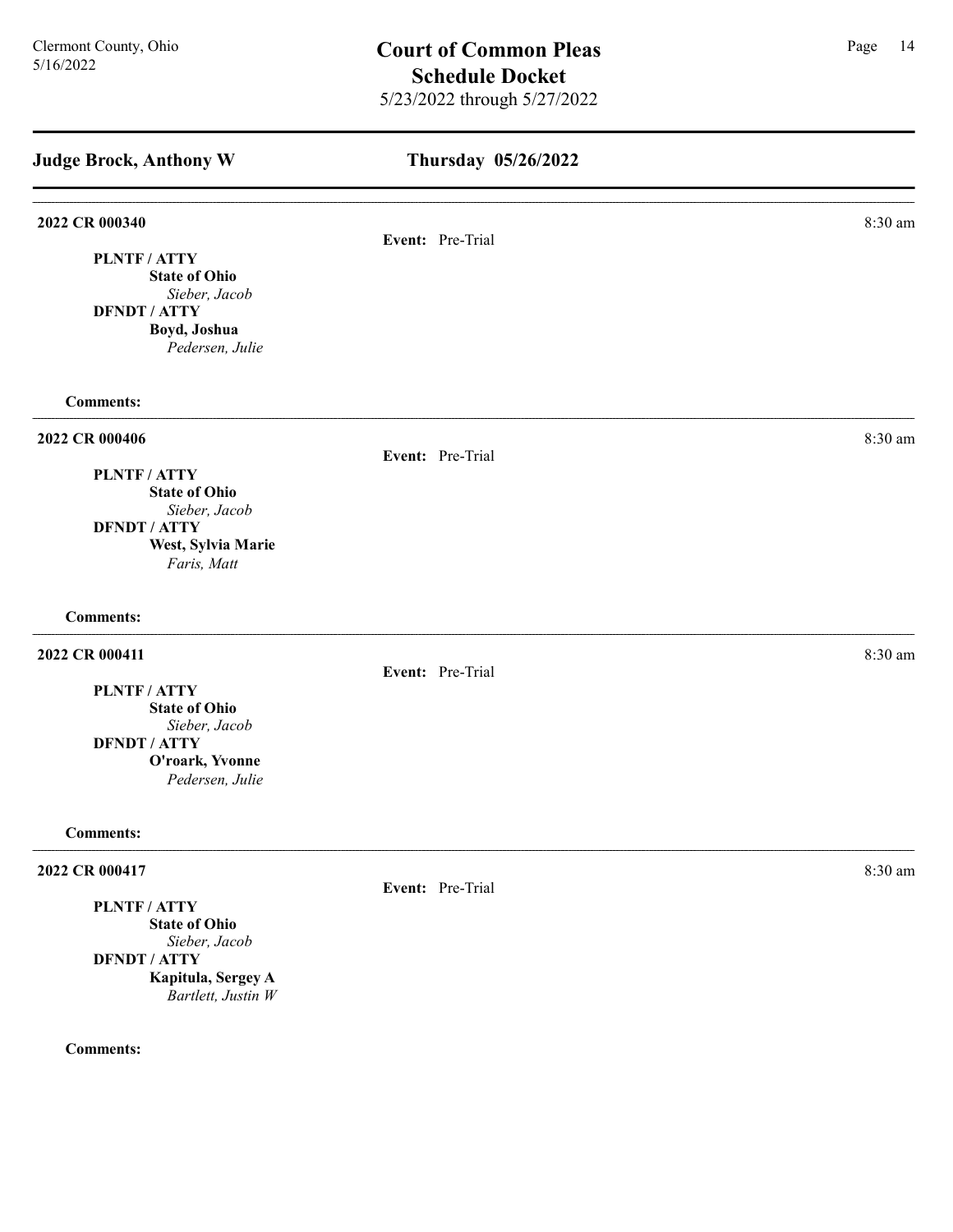## Judge Brock, Anthony W

## Thursday 05/26/2022

---

**2022 CR 000340** — 8:30 am

**Event:** Pre-Trial

**PLNTF / ATTY**
**State of Ohio**
*Sieber, Jacob*
**DFNDT / ATTY**
**Boyd, Joshua**
*Pedersen, Julie*

**Comments:**

---

**2022 CR 000406** — 8:30 am

**Event:** Pre-Trial

**PLNTF / ATTY**
**State of Ohio**
*Sieber, Jacob*
**DFNDT / ATTY**
**West, Sylvia Marie**
*Faris, Matt*

**Comments:**

---

**2022 CR 000411** — 8:30 am

**Event:** Pre-Trial

**PLNTF / ATTY**
**State of Ohio**
*Sieber, Jacob*
**DFNDT / ATTY**
**O'roark, Yvonne**
*Pedersen, Julie*

**Comments:**

---

**2022 CR 000417** — 8:30 am

**Event:** Pre-Trial

**PLNTF / ATTY**
**State of Ohio**
*Sieber, Jacob*
**DFNDT / ATTY**
**Kapitula, Sergey A**
*Bartlett, Justin W*

**Comments:**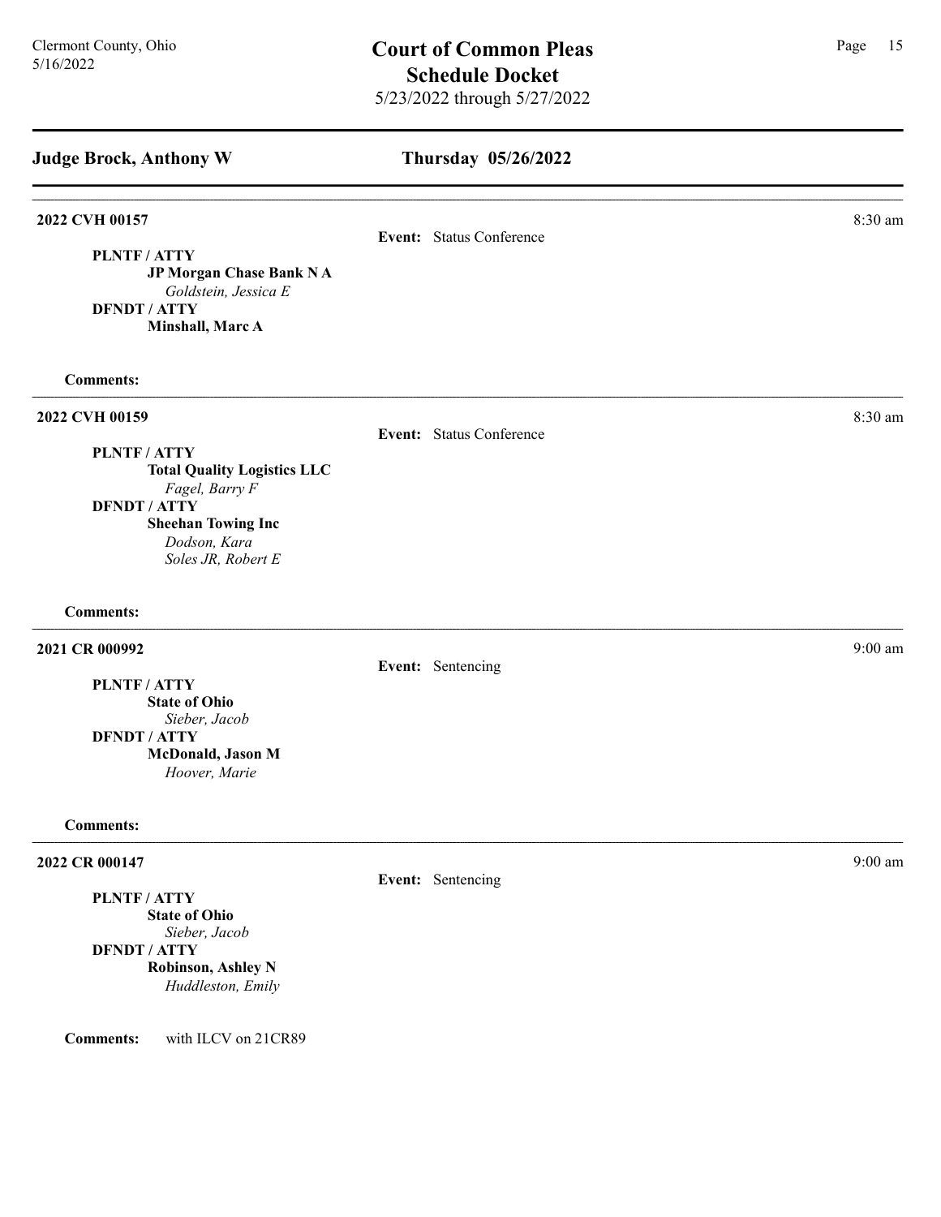## Court of Common Pleas
## Schedule Docket
5/23/2022 through 5/27/2022

### Judge Brock, Anthony W — Thursday 05/26/2022

---

**2022 CVH 00157** — 8:30 am

**Event:** Status Conference

**PLNTF / ATTY**
**JP Morgan Chase Bank N A**
*Goldstein, Jessica E*
**DFNDT / ATTY**
**Minshall, Marc A**

**Comments:**

---

**2022 CVH 00159** — 8:30 am

**Event:** Status Conference

**PLNTF / ATTY**
**Total Quality Logistics LLC**
*Fagel, Barry F*
**DFNDT / ATTY**
**Sheehan Towing Inc**
*Dodson, Kara*
*Soles JR, Robert E*

**Comments:**

---

**2021 CR 000992** — 9:00 am

**Event:** Sentencing

**PLNTF / ATTY**
**State of Ohio**
*Sieber, Jacob*
**DFNDT / ATTY**
**McDonald, Jason M**
*Hoover, Marie*

**Comments:**

---

**2022 CR 000147** — 9:00 am

**Event:** Sentencing

**PLNTF / ATTY**
**State of Ohio**
*Sieber, Jacob*
**DFNDT / ATTY**
**Robinson, Ashley N**
*Huddleston, Emily*

**Comments:** with ILCV on 21CR89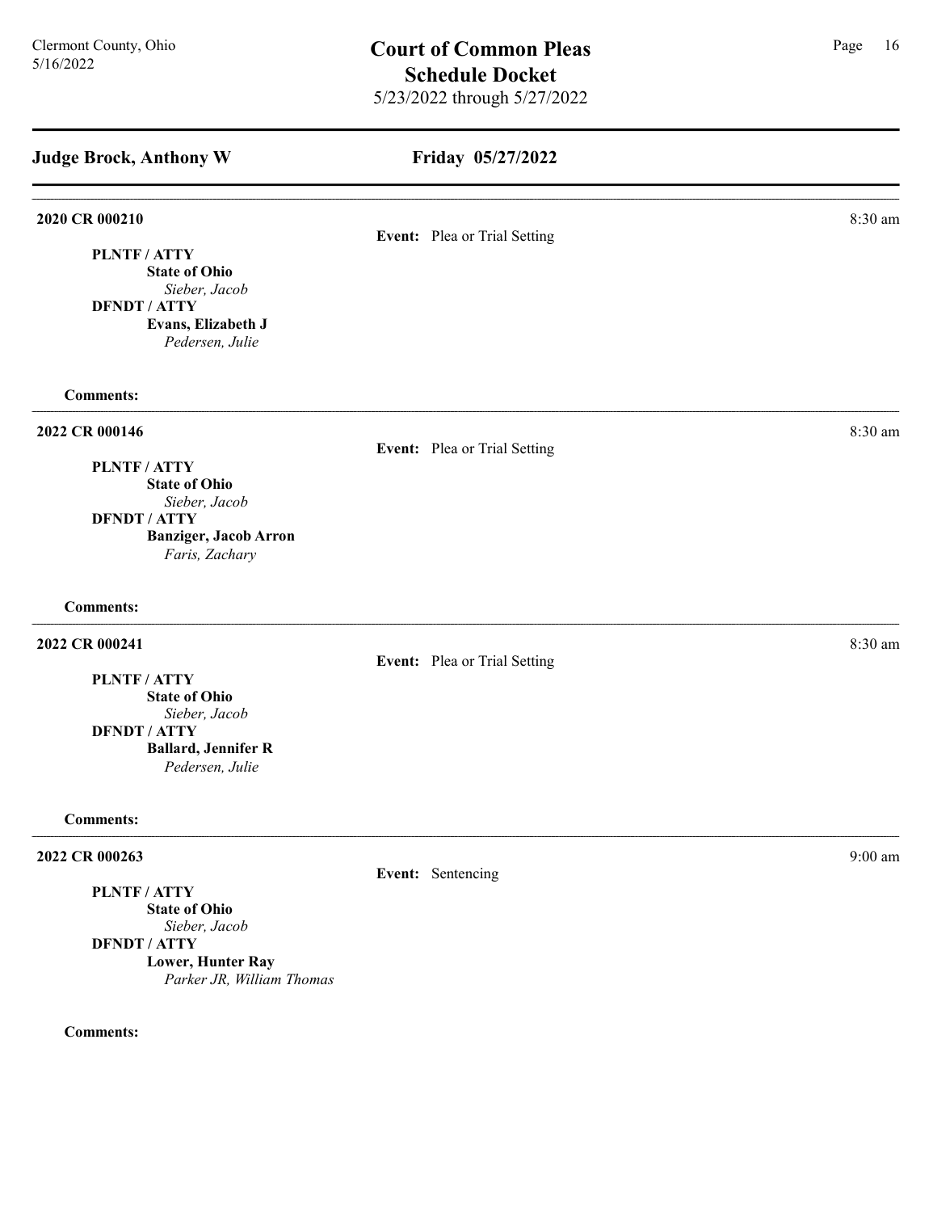## Judge Brock, Anthony W

## Friday 05/27/2022

---

**2020 CR 000210** — 8:30 am

**Event:** Plea or Trial Setting

**PLNTF / ATTY**
**State of Ohio**
*Sieber, Jacob*
**DFNDT / ATTY**
**Evans, Elizabeth J**
*Pedersen, Julie*

**Comments:**

---

**2022 CR 000146** — 8:30 am

**Event:** Plea or Trial Setting

**PLNTF / ATTY**
**State of Ohio**
*Sieber, Jacob*
**DFNDT / ATTY**
**Banziger, Jacob Arron**
*Faris, Zachary*

**Comments:**

---

**2022 CR 000241** — 8:30 am

**Event:** Plea or Trial Setting

**PLNTF / ATTY**
**State of Ohio**
*Sieber, Jacob*
**DFNDT / ATTY**
**Ballard, Jennifer R**
*Pedersen, Julie*

**Comments:**

---

**2022 CR 000263** — 9:00 am

**Event:** Sentencing

**PLNTF / ATTY**
**State of Ohio**
*Sieber, Jacob*
**DFNDT / ATTY**
**Lower, Hunter Ray**
*Parker JR, William Thomas*

**Comments:**